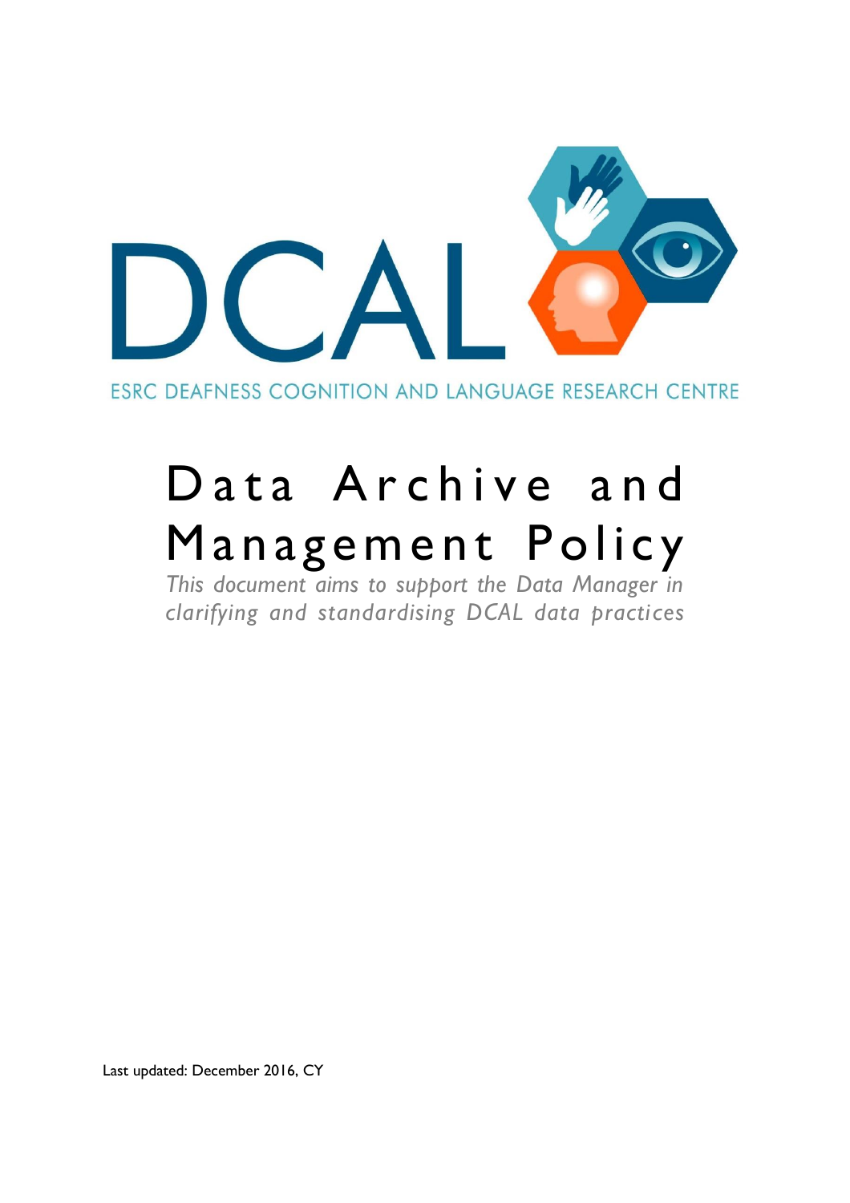DCAL

ESRC DEAFNESS COGNITION AND LANGUAGE RESEARCH CENTRE

# Data Archive and Management Policy

*This document aims to support the Data Manager in clarifying and standardising DCAL data practices*

Last updated: December 2016, CY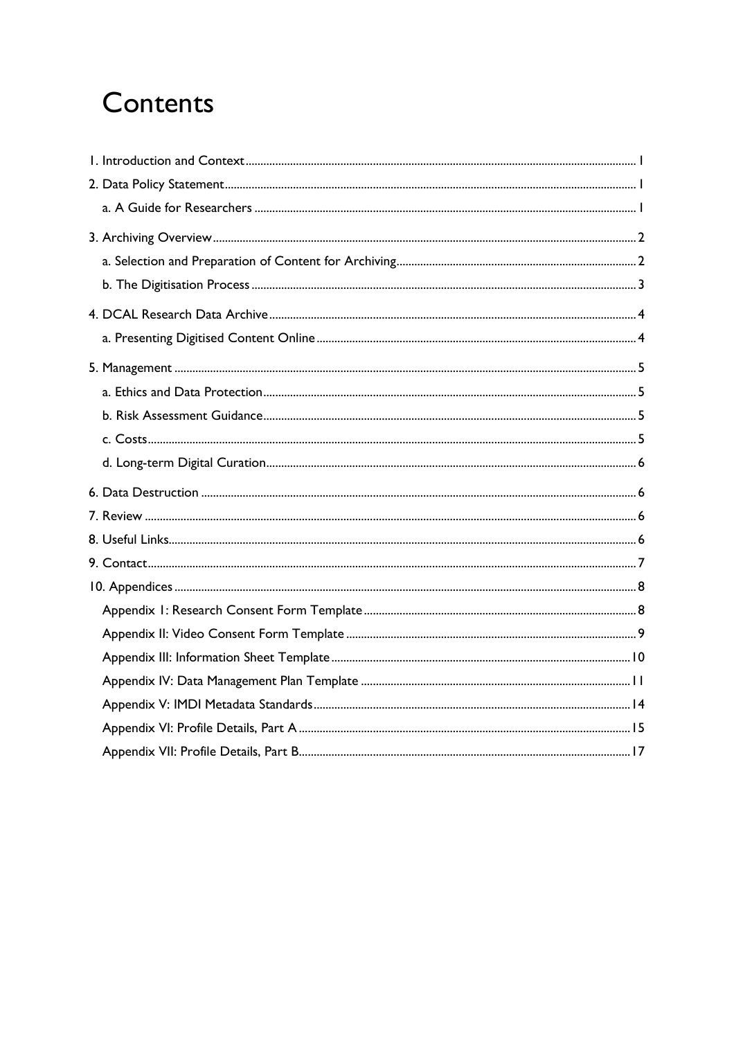# Contents

1. Introduction and Context ..... 1
2. Data Policy Statement ..... 1
   - a. A Guide for Researchers ..... 1
3. Archiving Overview ..... 2
   - a. Selection and Preparation of Content for Archiving ..... 2
   - b. The Digitisation Process ..... 3
4. DCAL Research Data Archive ..... 4
   - a. Presenting Digitised Content Online ..... 4
5. Management ..... 5
   - a. Ethics and Data Protection ..... 5
   - b. Risk Assessment Guidance ..... 5
   - c. Costs ..... 5
   - d. Long-term Digital Curation ..... 6
6. Data Destruction ..... 6
7. Review ..... 6
8. Useful Links ..... 6
9. Contact ..... 7
10. Appendices ..... 8
    - Appendix I: Research Consent Form Template ..... 8
    - Appendix II: Video Consent Form Template ..... 9
    - Appendix III: Information Sheet Template ..... 10
    - Appendix IV: Data Management Plan Template ..... 11
    - Appendix V: IMDI Metadata Standards ..... 14
    - Appendix VI: Profile Details, Part A ..... 15
    - Appendix VII: Profile Details, Part B ..... 17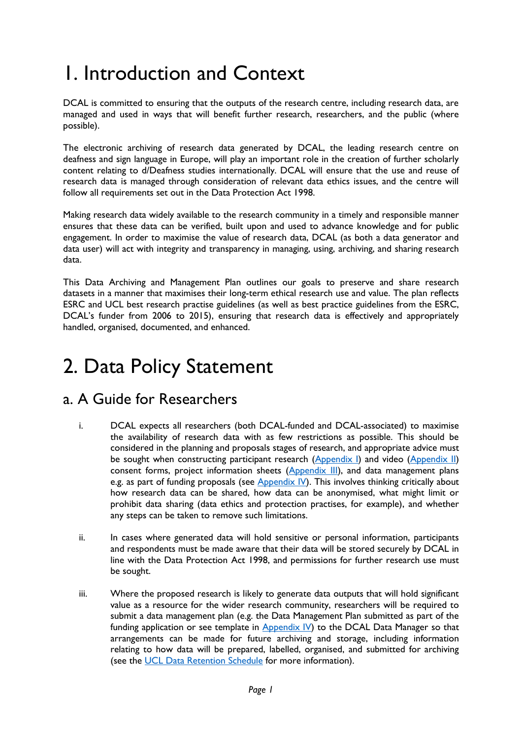# 1. Introduction and Context

DCAL is committed to ensuring that the outputs of the research centre, including research data, are managed and used in ways that will benefit further research, researchers, and the public (where possible).

The electronic archiving of research data generated by DCAL, the leading research centre on deafness and sign language in Europe, will play an important role in the creation of further scholarly content relating to d/Deafness studies internationally. DCAL will ensure that the use and reuse of research data is managed through consideration of relevant data ethics issues, and the centre will follow all requirements set out in the Data Protection Act 1998.

Making research data widely available to the research community in a timely and responsible manner ensures that these data can be verified, built upon and used to advance knowledge and for public engagement. In order to maximise the value of research data, DCAL (as both a data generator and data user) will act with integrity and transparency in managing, using, archiving, and sharing research data.

This Data Archiving and Management Plan outlines our goals to preserve and share research datasets in a manner that maximises their long-term ethical research use and value. The plan reflects ESRC and UCL best research practise guidelines (as well as best practice guidelines from the ESRC, DCAL's funder from 2006 to 2015), ensuring that research data is effectively and appropriately handled, organised, documented, and enhanced.

# 2. Data Policy Statement

## a. A Guide for Researchers

i. DCAL expects all researchers (both DCAL-funded and DCAL-associated) to maximise the availability of research data with as few restrictions as possible. This should be considered in the planning and proposals stages of research, and appropriate advice must be sought when constructing participant research (Appendix I) and video (Appendix II) consent forms, project information sheets (Appendix III), and data management plans e.g. as part of funding proposals (see Appendix IV). This involves thinking critically about how research data can be shared, how data can be anonymised, what might limit or prohibit data sharing (data ethics and protection practises, for example), and whether any steps can be taken to remove such limitations.

ii. In cases where generated data will hold sensitive or personal information, participants and respondents must be made aware that their data will be stored securely by DCAL in line with the Data Protection Act 1998, and permissions for further research use must be sought.

iii. Where the proposed research is likely to generate data outputs that will hold significant value as a resource for the wider research community, researchers will be required to submit a data management plan (e.g. the Data Management Plan submitted as part of the funding application or see template in Appendix IV) to the DCAL Data Manager so that arrangements can be made for future archiving and storage, including information relating to how data will be prepared, labelled, organised, and submitted for archiving (see the UCL Data Retention Schedule for more information).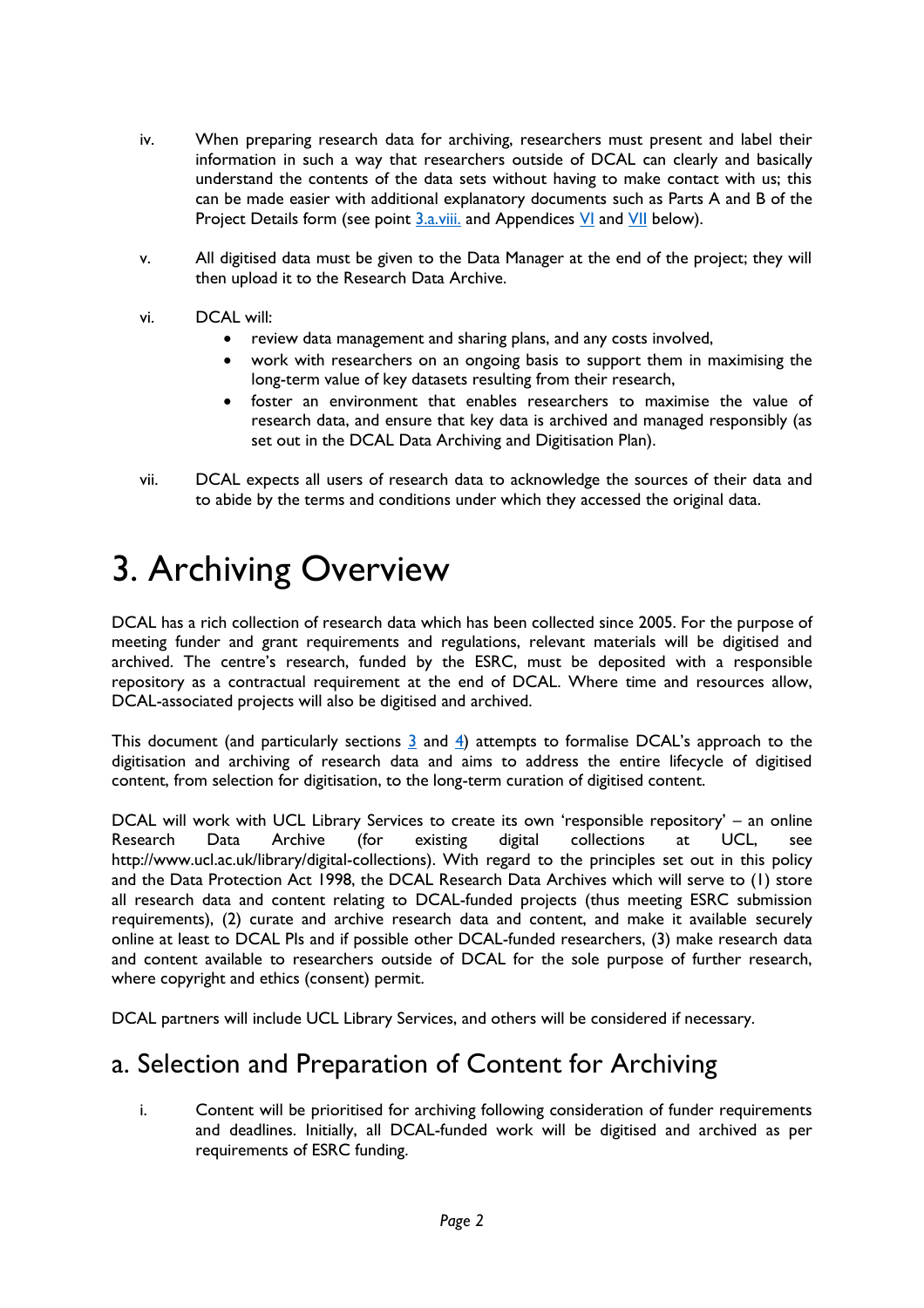iv. When preparing research data for archiving, researchers must present and label their information in such a way that researchers outside of DCAL can clearly and basically understand the contents of the data sets without having to make contact with us; this can be made easier with additional explanatory documents such as Parts A and B of the Project Details form (see point 3.a.viii. and Appendices VI and VII below).

v. All digitised data must be given to the Data Manager at the end of the project; they will then upload it to the Research Data Archive.

vi. DCAL will:
   - review data management and sharing plans, and any costs involved,
   - work with researchers on an ongoing basis to support them in maximising the long-term value of key datasets resulting from their research,
   - foster an environment that enables researchers to maximise the value of research data, and ensure that key data is archived and managed responsibly (as set out in the DCAL Data Archiving and Digitisation Plan).

vii. DCAL expects all users of research data to acknowledge the sources of their data and to abide by the terms and conditions under which they accessed the original data.

# 3. Archiving Overview

DCAL has a rich collection of research data which has been collected since 2005. For the purpose of meeting funder and grant requirements and regulations, relevant materials will be digitised and archived. The centre's research, funded by the ESRC, must be deposited with a responsible repository as a contractual requirement at the end of DCAL. Where time and resources allow, DCAL-associated projects will also be digitised and archived.

This document (and particularly sections 3 and 4) attempts to formalise DCAL's approach to the digitisation and archiving of research data and aims to address the entire lifecycle of digitised content, from selection for digitisation, to the long-term curation of digitised content.

DCAL will work with UCL Library Services to create its own 'responsible repository' – an online Research Data Archive (for existing digital collections at UCL, see http://www.ucl.ac.uk/library/digital-collections). With regard to the principles set out in this policy and the Data Protection Act 1998, the DCAL Research Data Archives which will serve to (1) store all research data and content relating to DCAL-funded projects (thus meeting ESRC submission requirements), (2) curate and archive research data and content, and make it available securely online at least to DCAL PIs and if possible other DCAL-funded researchers, (3) make research data and content available to researchers outside of DCAL for the sole purpose of further research, where copyright and ethics (consent) permit.

DCAL partners will include UCL Library Services, and others will be considered if necessary.

## a. Selection and Preparation of Content for Archiving

i. Content will be prioritised for archiving following consideration of funder requirements and deadlines. Initially, all DCAL-funded work will be digitised and archived as per requirements of ESRC funding.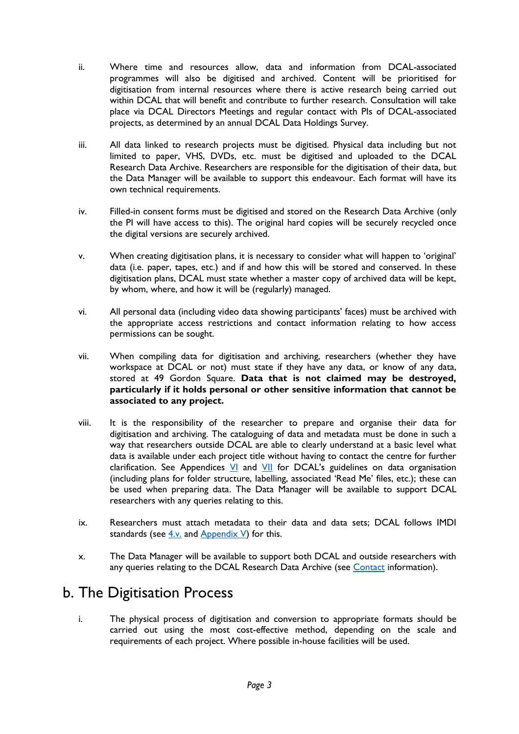ii. Where time and resources allow, data and information from DCAL-associated programmes will also be digitised and archived. Content will be prioritised for digitisation from internal resources where there is active research being carried out within DCAL that will benefit and contribute to further research. Consultation will take place via DCAL Directors Meetings and regular contact with PIs of DCAL-associated projects, as determined by an annual DCAL Data Holdings Survey.

iii. All data linked to research projects must be digitised. Physical data including but not limited to paper, VHS, DVDs, etc. must be digitised and uploaded to the DCAL Research Data Archive. Researchers are responsible for the digitisation of their data, but the Data Manager will be available to support this endeavour. Each format will have its own technical requirements.

iv. Filled-in consent forms must be digitised and stored on the Research Data Archive (only the PI will have access to this). The original hard copies will be securely recycled once the digital versions are securely archived.

v. When creating digitisation plans, it is necessary to consider what will happen to 'original' data (i.e. paper, tapes, etc.) and if and how this will be stored and conserved. In these digitisation plans, DCAL must state whether a master copy of archived data will be kept, by whom, where, and how it will be (regularly) managed.

vi. All personal data (including video data showing participants' faces) must be archived with the appropriate access restrictions and contact information relating to how access permissions can be sought.

vii. When compiling data for digitisation and archiving, researchers (whether they have workspace at DCAL or not) must state if they have any data, or know of any data, stored at 49 Gordon Square. **Data that is not claimed may be destroyed, particularly if it holds personal or other sensitive information that cannot be associated to any project.**

viii. It is the responsibility of the researcher to prepare and organise their data for digitisation and archiving. The cataloguing of data and metadata must be done in such a way that researchers outside DCAL are able to clearly understand at a basic level what data is available under each project title without having to contact the centre for further clarification. See Appendices VI and VII for DCAL's guidelines on data organisation (including plans for folder structure, labelling, associated 'Read Me' files, etc.); these can be used when preparing data. The Data Manager will be available to support DCAL researchers with any queries relating to this.

ix. Researchers must attach metadata to their data and data sets; DCAL follows IMDI standards (see 4.v. and Appendix V) for this.

x. The Data Manager will be available to support both DCAL and outside researchers with any queries relating to the DCAL Research Data Archive (see Contact information).

## b. The Digitisation Process

i. The physical process of digitisation and conversion to appropriate formats should be carried out using the most cost-effective method, depending on the scale and requirements of each project. Where possible in-house facilities will be used.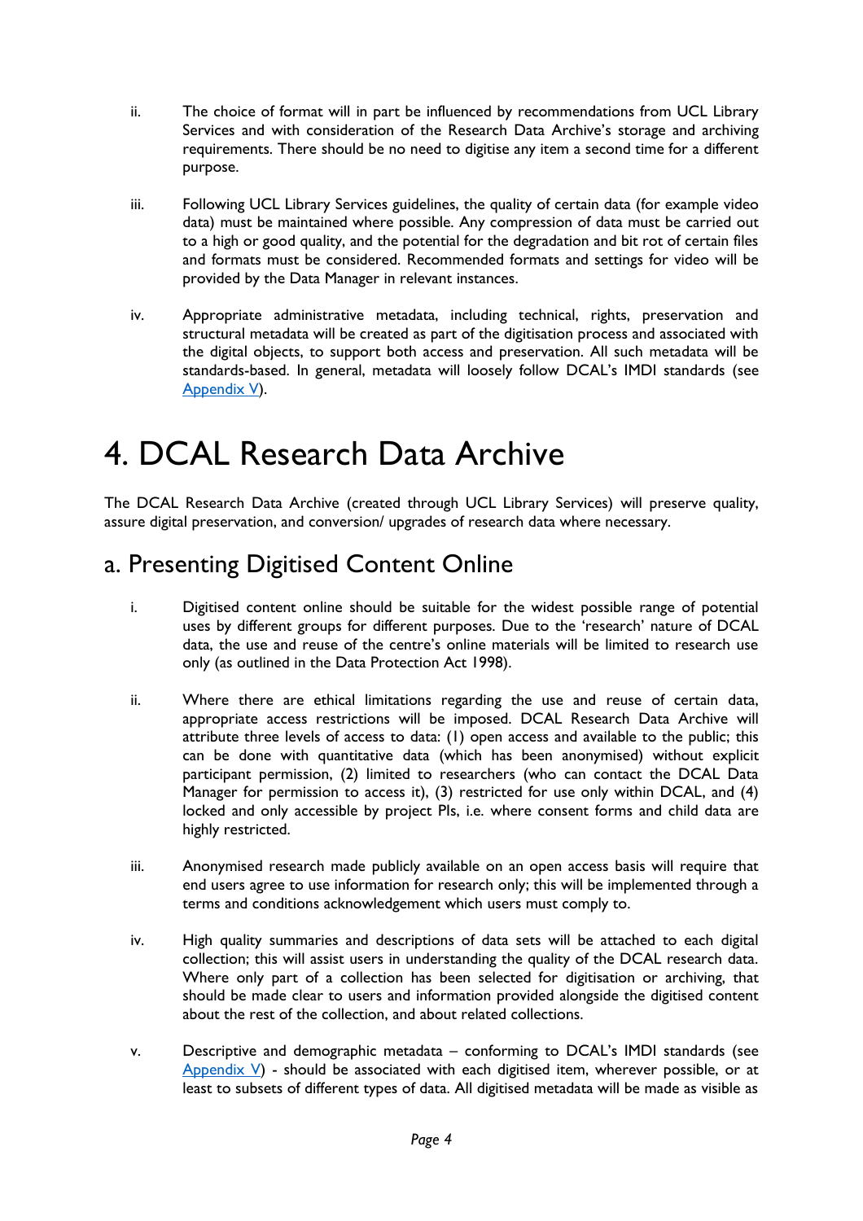ii. The choice of format will in part be influenced by recommendations from UCL Library Services and with consideration of the Research Data Archive's storage and archiving requirements. There should be no need to digitise any item a second time for a different purpose.

iii. Following UCL Library Services guidelines, the quality of certain data (for example video data) must be maintained where possible. Any compression of data must be carried out to a high or good quality, and the potential for the degradation and bit rot of certain files and formats must be considered. Recommended formats and settings for video will be provided by the Data Manager in relevant instances.

iv. Appropriate administrative metadata, including technical, rights, preservation and structural metadata will be created as part of the digitisation process and associated with the digital objects, to support both access and preservation. All such metadata will be standards-based. In general, metadata will loosely follow DCAL's IMDI standards (see Appendix V).

# 4. DCAL Research Data Archive

The DCAL Research Data Archive (created through UCL Library Services) will preserve quality, assure digital preservation, and conversion/ upgrades of research data where necessary.

## a. Presenting Digitised Content Online

i. Digitised content online should be suitable for the widest possible range of potential uses by different groups for different purposes. Due to the 'research' nature of DCAL data, the use and reuse of the centre's online materials will be limited to research use only (as outlined in the Data Protection Act 1998).

ii. Where there are ethical limitations regarding the use and reuse of certain data, appropriate access restrictions will be imposed. DCAL Research Data Archive will attribute three levels of access to data: (1) open access and available to the public; this can be done with quantitative data (which has been anonymised) without explicit participant permission, (2) limited to researchers (who can contact the DCAL Data Manager for permission to access it), (3) restricted for use only within DCAL, and (4) locked and only accessible by project PIs, i.e. where consent forms and child data are highly restricted.

iii. Anonymised research made publicly available on an open access basis will require that end users agree to use information for research only; this will be implemented through a terms and conditions acknowledgement which users must comply to.

iv. High quality summaries and descriptions of data sets will be attached to each digital collection; this will assist users in understanding the quality of the DCAL research data. Where only part of a collection has been selected for digitisation or archiving, that should be made clear to users and information provided alongside the digitised content about the rest of the collection, and about related collections.

v. Descriptive and demographic metadata – conforming to DCAL's IMDI standards (see Appendix V) - should be associated with each digitised item, wherever possible, or at least to subsets of different types of data. All digitised metadata will be made as visible as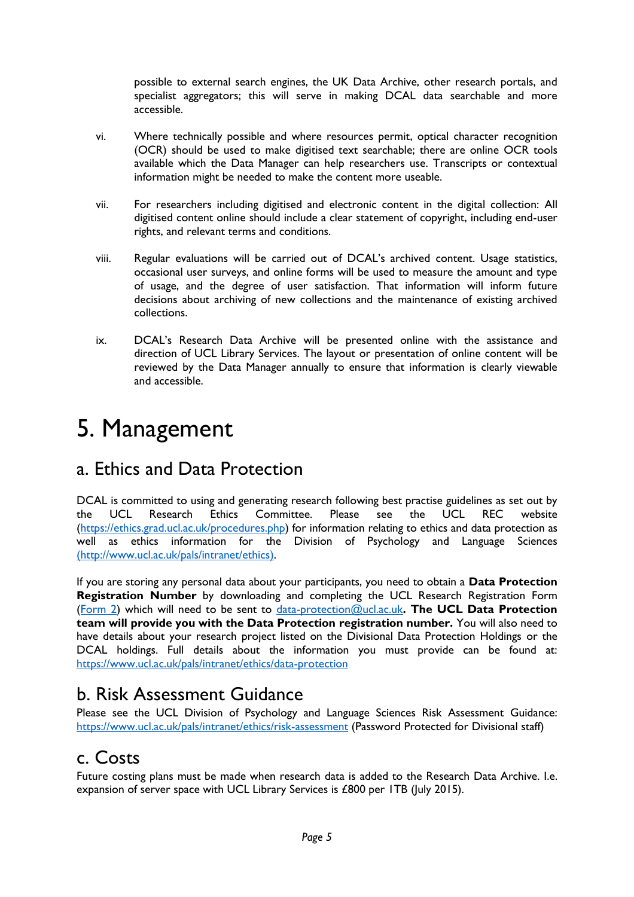possible to external search engines, the UK Data Archive, other research portals, and specialist aggregators; this will serve in making DCAL data searchable and more accessible.

vi. Where technically possible and where resources permit, optical character recognition (OCR) should be used to make digitised text searchable; there are online OCR tools available which the Data Manager can help researchers use. Transcripts or contextual information might be needed to make the content more useable.

vii. For researchers including digitised and electronic content in the digital collection: All digitised content online should include a clear statement of copyright, including end-user rights, and relevant terms and conditions.

viii. Regular evaluations will be carried out of DCAL's archived content. Usage statistics, occasional user surveys, and online forms will be used to measure the amount and type of usage, and the degree of user satisfaction. That information will inform future decisions about archiving of new collections and the maintenance of existing archived collections.

ix. DCAL's Research Data Archive will be presented online with the assistance and direction of UCL Library Services. The layout or presentation of online content will be reviewed by the Data Manager annually to ensure that information is clearly viewable and accessible.

# 5. Management

## a. Ethics and Data Protection

DCAL is committed to using and generating research following best practise guidelines as set out by the UCL Research Ethics Committee. Please see the UCL REC website (https://ethics.grad.ucl.ac.uk/procedures.php) for information relating to ethics and data protection as well as ethics information for the Division of Psychology and Language Sciences (http://www.ucl.ac.uk/pals/intranet/ethics).

If you are storing any personal data about your participants, you need to obtain a **Data Protection Registration Number** by downloading and completing the UCL Research Registration Form (Form 2) which will need to be sent to data-protection@ucl.ac.uk**. The UCL Data Protection team will provide you with the Data Protection registration number.** You will also need to have details about your research project listed on the Divisional Data Protection Holdings or the DCAL holdings. Full details about the information you must provide can be found at: https://www.ucl.ac.uk/pals/intranet/ethics/data-protection

## b. Risk Assessment Guidance

Please see the UCL Division of Psychology and Language Sciences Risk Assessment Guidance: https://www.ucl.ac.uk/pals/intranet/ethics/risk-assessment (Password Protected for Divisional staff)

## c. Costs

Future costing plans must be made when research data is added to the Research Data Archive. I.e. expansion of server space with UCL Library Services is £800 per 1TB (July 2015).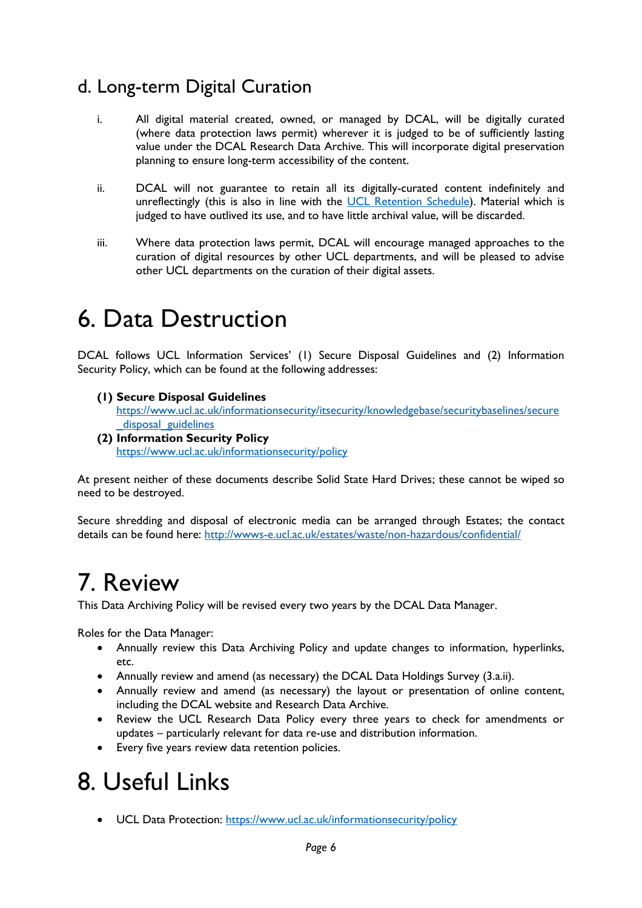## d. Long-term Digital Curation

i. All digital material created, owned, or managed by DCAL, will be digitally curated (where data protection laws permit) wherever it is judged to be of sufficiently lasting value under the DCAL Research Data Archive. This will incorporate digital preservation planning to ensure long-term accessibility of the content.

ii. DCAL will not guarantee to retain all its digitally-curated content indefinitely and unreflectingly (this is also in line with the [UCL Retention Schedule](UCL Retention Schedule)). Material which is judged to have outlived its use, and to have little archival value, will be discarded.

iii. Where data protection laws permit, DCAL will encourage managed approaches to the curation of digital resources by other UCL departments, and will be pleased to advise other UCL departments on the curation of their digital assets.

# 6. Data Destruction

DCAL follows UCL Information Services' (1) Secure Disposal Guidelines and (2) Information Security Policy, which can be found at the following addresses:

**(1) Secure Disposal Guidelines**
https://www.ucl.ac.uk/informationsecurity/itsecurity/knowledgebase/securitybaselines/secure_disposal_guidelines

**(2) Information Security Policy**
https://www.ucl.ac.uk/informationsecurity/policy

At present neither of these documents describe Solid State Hard Drives; these cannot be wiped so need to be destroyed.

Secure shredding and disposal of electronic media can be arranged through Estates; the contact details can be found here: http://wwws-e.ucl.ac.uk/estates/waste/non-hazardous/confidential/

# 7. Review

This Data Archiving Policy will be revised every two years by the DCAL Data Manager.

Roles for the Data Manager:

- Annually review this Data Archiving Policy and update changes to information, hyperlinks, etc.
- Annually review and amend (as necessary) the DCAL Data Holdings Survey (3.a.ii).
- Annually review and amend (as necessary) the layout or presentation of online content, including the DCAL website and Research Data Archive.
- Review the UCL Research Data Policy every three years to check for amendments or updates – particularly relevant for data re-use and distribution information.
- Every five years review data retention policies.

# 8. Useful Links

- UCL Data Protection: https://www.ucl.ac.uk/informationsecurity/policy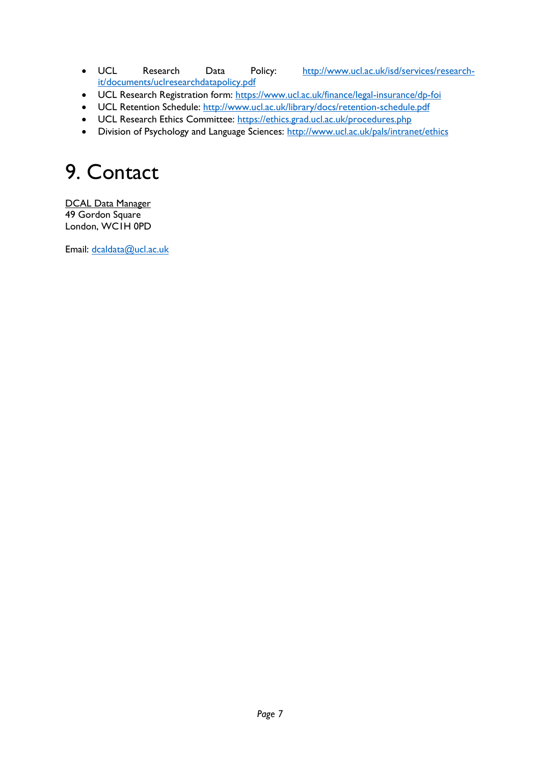- UCL Research Data Policy: http://www.ucl.ac.uk/isd/services/research-it/documents/uclresearchdatapolicy.pdf
- UCL Research Registration form: https://www.ucl.ac.uk/finance/legal-insurance/dp-foi
- UCL Retention Schedule: http://www.ucl.ac.uk/library/docs/retention-schedule.pdf
- UCL Research Ethics Committee: https://ethics.grad.ucl.ac.uk/procedures.php
- Division of Psychology and Language Sciences: http://www.ucl.ac.uk/pals/intranet/ethics

# 9. Contact

DCAL Data Manager
49 Gordon Square
London, WC1H 0PD

Email: dcaldata@ucl.ac.uk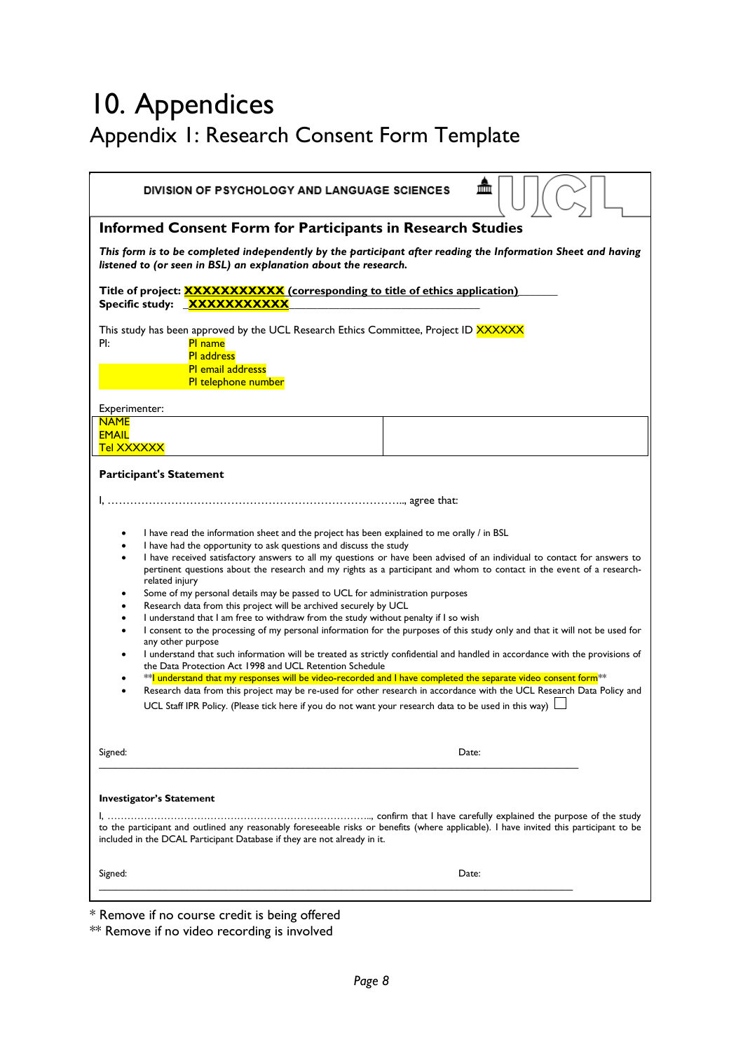# 10. Appendices

## Appendix 1: Research Consent Form Template

**DIVISION OF PSYCHOLOGY AND LANGUAGE SCIENCES**

UCL

### Informed Consent Form for Participants in Research Studies

***This form is to be completed independently by the participant after reading the Information Sheet and having listened to (or seen in BSL) an explanation about the research.***

**Title of project: XXXXXXXXXXX (corresponding to title of ethics application)**
**Specific study: XXXXXXXXXXX**

This study has been approved by the UCL Research Ethics Committee, Project ID XXXXXX

PI: PI name
PI address
PI email addresss
PI telephone number

Experimenter:

| NAME<br>EMAIL<br>Tel XXXXXX | |
|---|---|

**Participant's Statement**

I, ……………………………………………………………………….., agree that:

- I have read the information sheet and the project has been explained to me orally / in BSL
- I have had the opportunity to ask questions and discuss the study
- I have received satisfactory answers to all my questions or have been advised of an individual to contact for answers to pertinent questions about the research and my rights as a participant and whom to contact in the event of a research-related injury
- Some of my personal details may be passed to UCL for administration purposes
- Research data from this project will be archived securely by UCL
- I understand that I am free to withdraw from the study without penalty if I so wish
- I consent to the processing of my personal information for the purposes of this study only and that it will not be used for any other purpose
- I understand that such information will be treated as strictly confidential and handled in accordance with the provisions of the Data Protection Act 1998 and UCL Retention Schedule
- **I understand that my responses will be video-recorded and I have completed the separate video consent form**
- Research data from this project may be re-used for other research in accordance with the UCL Research Data Policy and UCL Staff IPR Policy. (Please tick here if you do not want your research data to be used in this way) ☐

Signed: Date:

**Investigator's Statement**

I, ……………………………………………………………………….., confirm that I have carefully explained the purpose of the study to the participant and outlined any reasonably foreseeable risks or benefits (where applicable). I have invited this participant to be included in the DCAL Participant Database if they are not already in it.

Signed: Date:

* Remove if no course credit is being offered
** Remove if no video recording is involved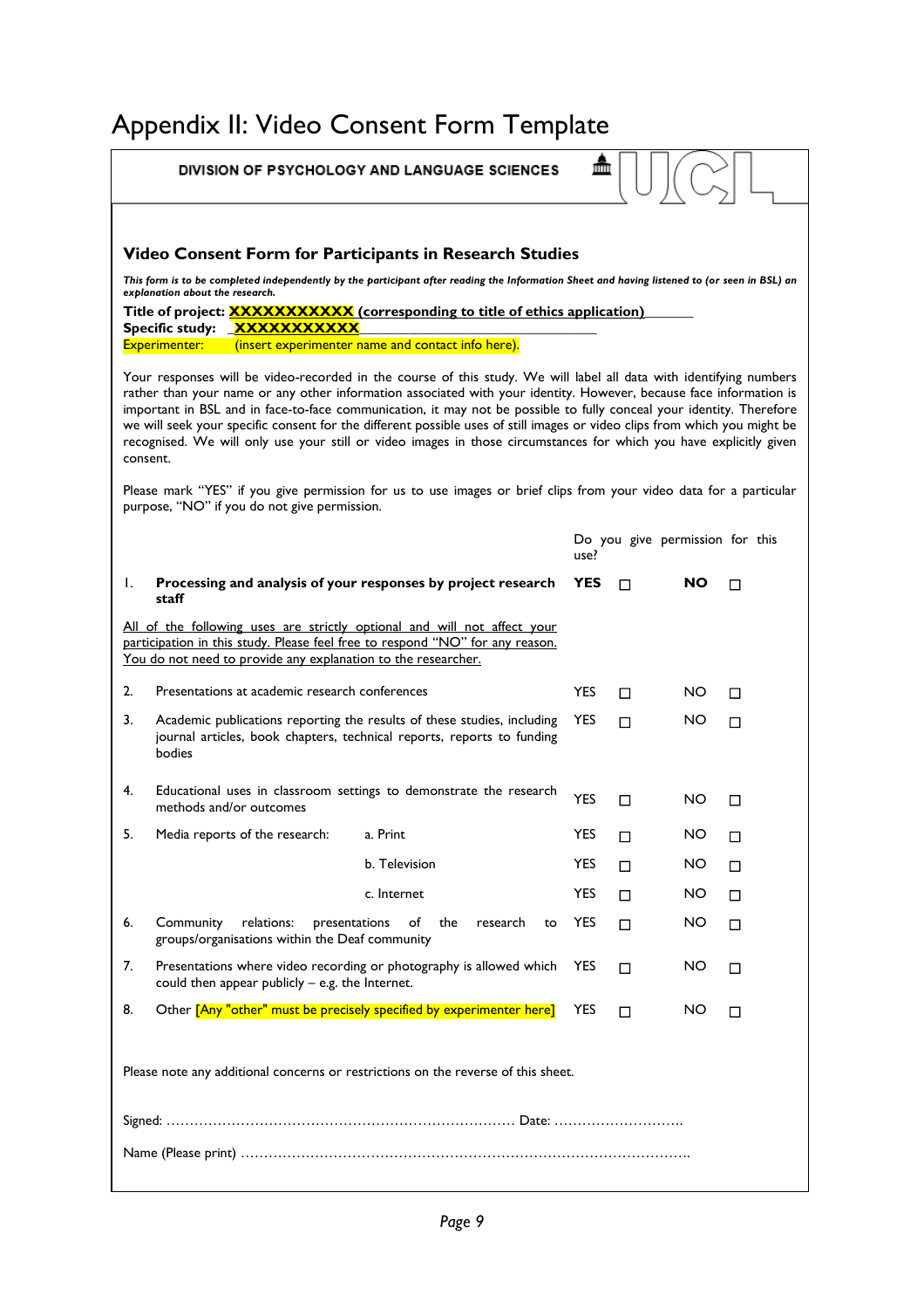# Appendix II: Video Consent Form Template

**DIVISION OF PSYCHOLOGY AND LANGUAGE SCIENCES**

UCL

### Video Consent Form for Participants in Research Studies

***This form is to be completed independently by the participant after reading the Information Sheet and having listened to (or seen in BSL) an explanation about the research.***

**Title of project: XXXXXXXXXXX (corresponding to title of ethics application)**
**Specific study: XXXXXXXXXXX**
Experimenter: (insert experimenter name and contact info here).

Your responses will be video-recorded in the course of this study. We will label all data with identifying numbers rather than your name or any other information associated with your identity. However, because face information is important in BSL and in face-to-face communication, it may not be possible to fully conceal your identity. Therefore we will seek your specific consent for the different possible uses of still images or video clips from which you might be recognised. We will only use your still or video images in those circumstances for which you have explicitly given consent.

Please mark "YES" if you give permission for us to use images or brief clips from your video data for a particular purpose, "NO" if you do not give permission.

| | | | Do you give permission for this use? | |
|---|---|---|---|---|
| 1. | **Processing and analysis of your responses by project research staff** | | **YES** ☐ | **NO** ☐ |
| | <u>All of the following uses are strictly optional and will not affect your participation in this study. Please feel free to respond "NO" for any reason. You do not need to provide any explanation to the researcher.</u> | | | |
| 2. | Presentations at academic research conferences | | YES ☐ | NO ☐ |
| 3. | Academic publications reporting the results of these studies, including journal articles, book chapters, technical reports, reports to funding bodies | | YES ☐ | NO ☐ |
| 4. | Educational uses in classroom settings to demonstrate the research methods and/or outcomes | | YES ☐ | NO ☐ |
| 5. | Media reports of the research: | a. Print | YES ☐ | NO ☐ |
| | | b. Television | YES ☐ | NO ☐ |
| | | c. Internet | YES ☐ | NO ☐ |
| 6. | Community relations: presentations of the research to groups/organisations within the Deaf community | | YES ☐ | NO ☐ |
| 7. | Presentations where video recording or photography is allowed which could then appear publicly – e.g. the Internet. | | YES ☐ | NO ☐ |
| 8. | Other [Any "other" must be precisely specified by experimenter here] | | YES ☐ | NO ☐ |

Please note any additional concerns or restrictions on the reverse of this sheet.

Signed: ……………………………………………………………… Date: ………………………

Name (Please print) ……………………………………………………………………………….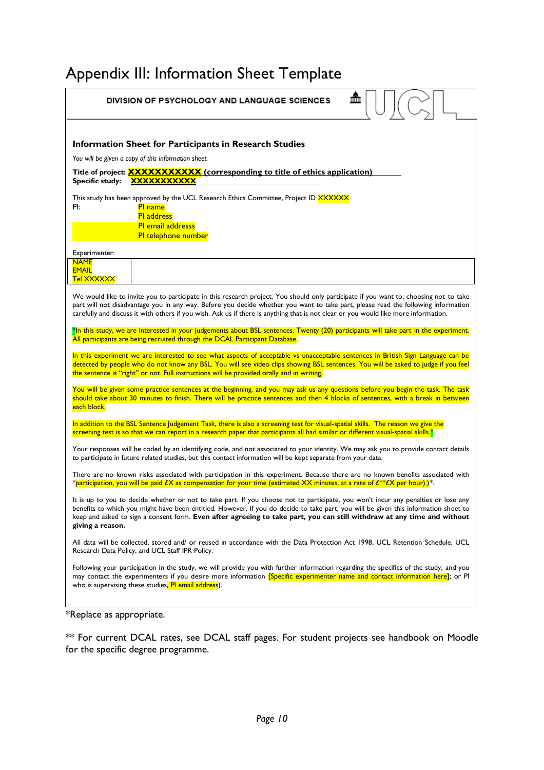# Appendix III: Information Sheet Template

DIVISION OF PSYCHOLOGY AND LANGUAGE SCIENCES

UCL

### Information Sheet for Participants in Research Studies

*You will be given a copy of this information sheet.*

**Title of project: XXXXXXXXXXX (corresponding to title of ethics application)**
**Specific study: XXXXXXXXXXX**

This study has been approved by the UCL Research Ethics Committee, Project ID XXXXXX

PI: PI name
PI address
PI email addresss
PI telephone number

Experimenter:

| NAME<br>EMAIL<br>Tel XXXXXX | |
|---|---|

We would like to invite you to participate in this research project. You should only participate if you want to; choosing not to take part will not disadvantage you in any way. Before you decide whether you want to take part, please read the following information carefully and discuss it with others if you wish. Ask us if there is anything that is not clear or you would like more information.

*In this study, we are interested in your judgements about BSL sentences. Twenty (20) participants will take part in the experiment. All participants are being recruited through the DCAL Participant Database..

In this experiment we are interested to see what aspects of acceptable vs unacceptable sentences in British Sign Language can be detected by people who do not know any BSL. You will see video clips showing BSL sentences. You will be asked to judge if you feel the sentence is "right" or not. Full instructions will be provided orally and in writing.

You will be given some practice sentences at the beginning, and you may ask us any questions before you begin the task. The task should take about 30 minutes to finish. There will be practice sentences and then 4 blocks of sentences, with a break in between each block.

In addition to the BSL Sentence Judgement Task, there is also a screening test for visual-spatial skills. The reason we give the screening test is so that we can report in a research paper that participants all had similar or different visual-spatial skills.*

Your responses will be coded by an identifying code, and not associated to your identity. We may ask you to provide contact details to participate in future related studies, but this contact information will be kept separate from your data.

There are no known risks associated with participation in this experiment. Because there are no known benefits associated with *participation, you will be paid £X as compensation for your time (estimated XX minutes, at a rate of £**£X per hour).)*.

It is up to you to decide whether or not to take part. If you choose not to participate, you won't incur any penalties or lose any benefits to which you might have been entitled. However, if you do decide to take part, you will be given this information sheet to keep and asked to sign a consent form. **Even after agreeing to take part, you can still withdraw at any time and without giving a reason.**

All data will be collected, stored and/ or reused in accordance with the Data Protection Act 1998, UCL Retention Schedule, UCL Research Data Policy, and UCL Staff IPR Policy.

Following your participation in the study, we will provide you with further information regarding the specifics of the study, and you may contact the experimenters if you desire more information [Specific experimenter name and contact information here]; or PI who is supervising these studies, PI email address).

*Replace as appropriate.

** For current DCAL rates, see DCAL staff pages. For student projects see handbook on Moodle for the specific degree programme.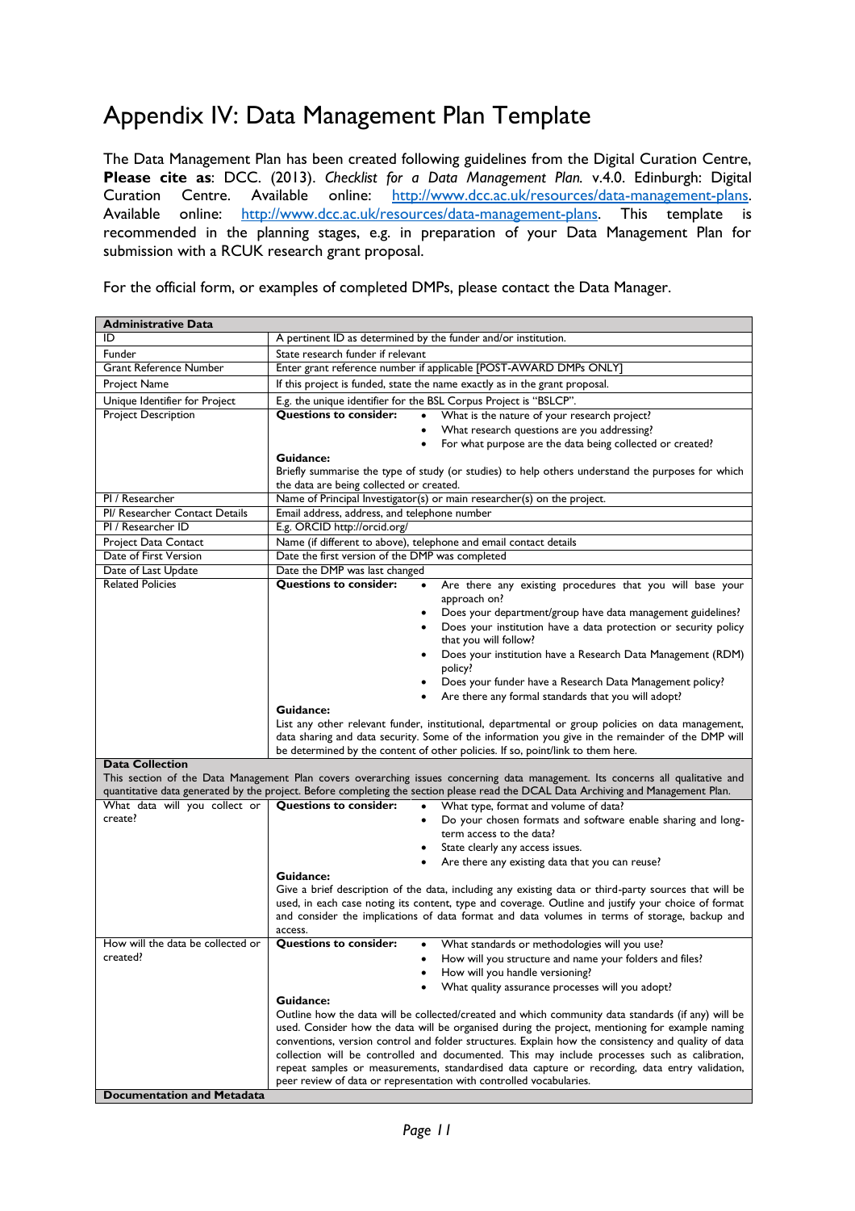# Appendix IV: Data Management Plan Template

The Data Management Plan has been created following guidelines from the Digital Curation Centre, **Please cite as**: DCC. (2013). *Checklist for a Data Management Plan.* v.4.0. Edinburgh: Digital Curation Centre. Available online: http://www.dcc.ac.uk/resources/data-management-plans. Available online: http://www.dcc.ac.uk/resources/data-management-plans. This template is recommended in the planning stages, e.g. in preparation of your Data Management Plan for submission with a RCUK research grant proposal.

For the official form, or examples of completed DMPs, please contact the Data Manager.

| **Administrative Data** | |
|---|---|
| ID | A pertinent ID as determined by the funder and/or institution. |
| Funder | State research funder if relevant |
| Grant Reference Number | Enter grant reference number if applicable [POST-AWARD DMPs ONLY] |
| Project Name | If this project is funded, state the name exactly as in the grant proposal. |
| Unique Identifier for Project | E.g. the unique identifier for the BSL Corpus Project is "BSLCP". |
| Project Description | **Questions to consider:** • What is the nature of your research project? • What research questions are you addressing? • For what purpose are the data being collected or created? **Guidance:** Briefly summarise the type of study (or studies) to help others understand the purposes for which the data are being collected or created. |
| PI / Researcher | Name of Principal Investigator(s) or main researcher(s) on the project. |
| PI/ Researcher Contact Details | Email address, address, and telephone number |
| PI / Researcher ID | E.g. ORCID http://orcid.org/ |
| Project Data Contact | Name (if different to above), telephone and email contact details |
| Date of First Version | Date the first version of the DMP was completed |
| Date of Last Update | Date the DMP was last changed |
| Related Policies | **Questions to consider:** • Are there any existing procedures that you will base your approach on? • Does your department/group have data management guidelines? • Does your institution have a data protection or security policy that you will follow? • Does your institution have a Research Data Management (RDM) policy? • Does your funder have a Research Data Management policy? • Are there any formal standards that you will adopt? **Guidance:** List any other relevant funder, institutional, departmental or group policies on data management, data sharing and data security. Some of the information you give in the remainder of the DMP will be determined by the content of other policies. If so, point/link to them here. |
| **Data Collection** This section of the Data Management Plan covers overarching issues concerning data management. Its concerns all qualitative and quantitative data generated by the project. Before completing the section please read the DCAL Data Archiving and Management Plan. | |
| What data will you collect or create? | **Questions to consider:** • What type, format and volume of data? • Do your chosen formats and software enable sharing and long-term access to the data? • State clearly any access issues. • Are there any existing data that you can reuse? **Guidance:** Give a brief description of the data, including any existing data or third-party sources that will be used, in each case noting its content, type and coverage. Outline and justify your choice of format and consider the implications of data format and data volumes in terms of storage, backup and access. |
| How will the data be collected or created? | **Questions to consider:** • What standards or methodologies will you use? • How will you structure and name your folders and files? • How will you handle versioning? • What quality assurance processes will you adopt? **Guidance:** Outline how the data will be collected/created and which community data standards (if any) will be used. Consider how the data will be organised during the project, mentioning for example naming conventions, version control and folder structures. Explain how the consistency and quality of data collection will be controlled and documented. This may include processes such as calibration, repeat samples or measurements, standardised data capture or recording, data entry validation, peer review of data or representation with controlled vocabularies. |
| **Documentation and Metadata** | |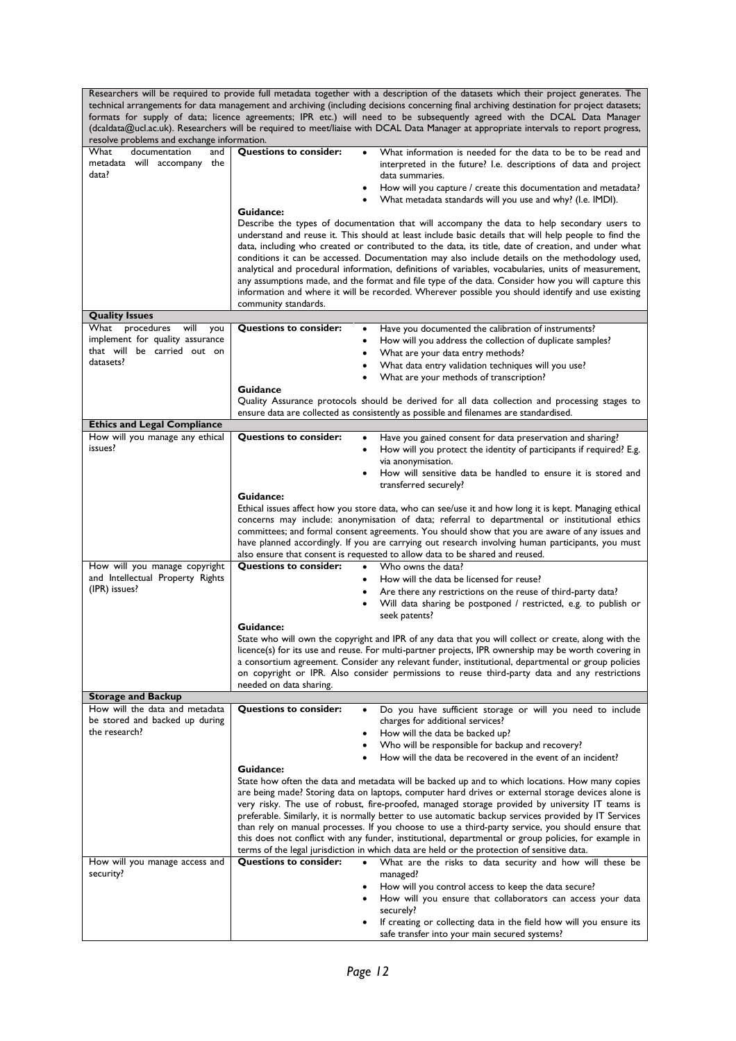| | |
|---|---|
| Researchers will be required to provide full metadata together with a description of the datasets which their project generates. The technical arrangements for data management and archiving (including decisions concerning final archiving destination for project datasets; formats for supply of data; licence agreements; IPR etc.) will need to be subsequently agreed with the DCAL Data Manager (dcaldata@ucl.ac.uk). Researchers will be required to meet/liaise with DCAL Data Manager at appropriate intervals to report progress, resolve problems and exchange information. | |
| What documentation and metadata will accompany the data? | **Questions to consider:** <br>• What information is needed for the data to be to be read and interpreted in the future? I.e. descriptions of data and project data summaries.<br>• How will you capture / create this documentation and metadata?<br>• What metadata standards will you use and why? (I.e. IMDI).<br>**Guidance:**<br>Describe the types of documentation that will accompany the data to help secondary users to understand and reuse it. This should at least include basic details that will help people to find the data, including who created or contributed to the data, its title, date of creation, and under what conditions it can be accessed. Documentation may also include details on the methodology used, analytical and procedural information, definitions of variables, vocabularies, units of measurement, any assumptions made, and the format and file type of the data. Consider how you will capture this information and where it will be recorded. Wherever possible you should identify and use existing community standards. |
| **Quality Issues** | |
| What procedures will you implement for quality assurance that will be carried out on datasets? | **Questions to consider:** <br>• Have you documented the calibration of instruments?<br>• How will you address the collection of duplicate samples?<br>• What are your data entry methods?<br>• What data entry validation techniques will you use?<br>• What are your methods of transcription?<br>**Guidance**<br>Quality Assurance protocols should be derived for all data collection and processing stages to ensure data are collected as consistently as possible and filenames are standardised. |
| **Ethics and Legal Compliance** | |
| How will you manage any ethical issues? | **Questions to consider:** <br>• Have you gained consent for data preservation and sharing?<br>• How will you protect the identity of participants if required? E.g. via anonymisation.<br>• How will sensitive data be handled to ensure it is stored and transferred securely?<br>**Guidance:**<br>Ethical issues affect how you store data, who can see/use it and how long it is kept. Managing ethical concerns may include: anonymisation of data; referral to departmental or institutional ethics committees; and formal consent agreements. You should show that you are aware of any issues and have planned accordingly. If you are carrying out research involving human participants, you must also ensure that consent is requested to allow data to be shared and reused. |
| How will you manage copyright and Intellectual Property Rights (IPR) issues? | **Questions to consider:** <br>• Who owns the data?<br>• How will the data be licensed for reuse?<br>• Are there any restrictions on the reuse of third-party data?<br>• Will data sharing be postponed / restricted, e.g. to publish or seek patents?<br>**Guidance:**<br>State who will own the copyright and IPR of any data that you will collect or create, along with the licence(s) for its use and reuse. For multi-partner projects, IPR ownership may be worth covering in a consortium agreement. Consider any relevant funder, institutional, departmental or group policies on copyright or IPR. Also consider permissions to reuse third-party data and any restrictions needed on data sharing. |
| **Storage and Backup** | |
| How will the data and metadata be stored and backed up during the research? | **Questions to consider:** <br>• Do you have sufficient storage or will you need to include charges for additional services?<br>• How will the data be backed up?<br>• Who will be responsible for backup and recovery?<br>• How will the data be recovered in the event of an incident?<br>**Guidance:**<br>State how often the data and metadata will be backed up and to which locations. How many copies are being made? Storing data on laptops, computer hard drives or external storage devices alone is very risky. The use of robust, fire-proofed, managed storage provided by university IT teams is preferable. Similarly, it is normally better to use automatic backup services provided by IT Services than rely on manual processes. If you choose to use a third-party service, you should ensure that this does not conflict with any funder, institutional, departmental or group policies, for example in terms of the legal jurisdiction in which data are held or the protection of sensitive data. |
| How will you manage access and security? | **Questions to consider:** <br>• What are the risks to data security and how will these be managed?<br>• How will you control access to keep the data secure?<br>• How will you ensure that collaborators can access your data securely?<br>• If creating or collecting data in the field how will you ensure its safe transfer into your main secured systems? |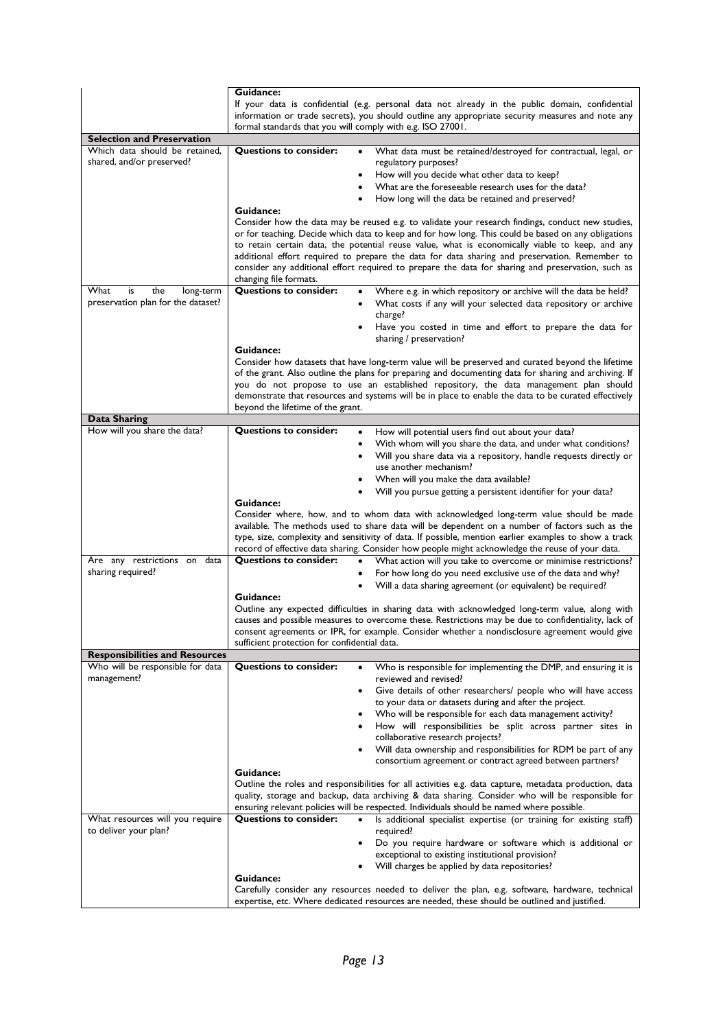| | |
|---|---|
| | **Guidance:**<br>If your data is confidential (e.g. personal data not already in the public domain, confidential information or trade secrets), you should outline any appropriate security measures and note any formal standards that you will comply with e.g. ISO 27001. |
| **Selection and Preservation** | |
| Which data should be retained, shared, and/or preserved? | **Questions to consider:**<br>• What data must be retained/destroyed for contractual, legal, or regulatory purposes?<br>• How will you decide what other data to keep?<br>• What are the foreseeable research uses for the data?<br>• How long will the data be retained and preserved?<br>**Guidance:**<br>Consider how the data may be reused e.g. to validate your research findings, conduct new studies, or for teaching. Decide which data to keep and for how long. This could be based on any obligations to retain certain data, the potential reuse value, what is economically viable to keep, and any additional effort required to prepare the data for data sharing and preservation. Remember to consider any additional effort required to prepare the data for sharing and preservation, such as changing file formats. |
| What is the long-term preservation plan for the dataset? | **Questions to consider:**<br>• Where e.g. in which repository or archive will the data be held?<br>• What costs if any will your selected data repository or archive charge?<br>• Have you costed in time and effort to prepare the data for sharing / preservation?<br>**Guidance:**<br>Consider how datasets that have long-term value will be preserved and curated beyond the lifetime of the grant. Also outline the plans for preparing and documenting data for sharing and archiving. If you do not propose to use an established repository, the data management plan should demonstrate that resources and systems will be in place to enable the data to be curated effectively beyond the lifetime of the grant. |
| **Data Sharing** | |
| How will you share the data? | **Questions to consider:**<br>• How will potential users find out about your data?<br>• With whom will you share the data, and under what conditions?<br>• Will you share data via a repository, handle requests directly or use another mechanism?<br>• When will you make the data available?<br>• Will you pursue getting a persistent identifier for your data?<br>**Guidance:**<br>Consider where, how, and to whom data with acknowledged long-term value should be made available. The methods used to share data will be dependent on a number of factors such as the type, size, complexity and sensitivity of data. If possible, mention earlier examples to show a track record of effective data sharing. Consider how people might acknowledge the reuse of your data. |
| Are any restrictions on data sharing required? | **Questions to consider:**<br>• What action will you take to overcome or minimise restrictions?<br>• For how long do you need exclusive use of the data and why?<br>• Will a data sharing agreement (or equivalent) be required?<br>**Guidance:**<br>Outline any expected difficulties in sharing data with acknowledged long-term value, along with causes and possible measures to overcome these. Restrictions may be due to confidentiality, lack of consent agreements or IPR, for example. Consider whether a nondisclosure agreement would give sufficient protection for confidential data. |
| **Responsibilities and Resources** | |
| Who will be responsible for data management? | **Questions to consider:**<br>• Who is responsible for implementing the DMP, and ensuring it is reviewed and revised?<br>• Give details of other researchers/ people who will have access to your data or datasets during and after the project.<br>• Who will be responsible for each data management activity?<br>• How will responsibilities be split across partner sites in collaborative research projects?<br>• Will data ownership and responsibilities for RDM be part of any consortium agreement or contract agreed between partners?<br>**Guidance:**<br>Outline the roles and responsibilities for all activities e.g. data capture, metadata production, data quality, storage and backup, data archiving & data sharing. Consider who will be responsible for ensuring relevant policies will be respected. Individuals should be named where possible. |
| What resources will you require to deliver your plan? | **Questions to consider:**<br>• Is additional specialist expertise (or training for existing staff) required?<br>• Do you require hardware or software which is additional or exceptional to existing institutional provision?<br>• Will charges be applied by data repositories?<br>**Guidance:**<br>Carefully consider any resources needed to deliver the plan, e.g. software, hardware, technical expertise, etc. Where dedicated resources are needed, these should be outlined and justified. |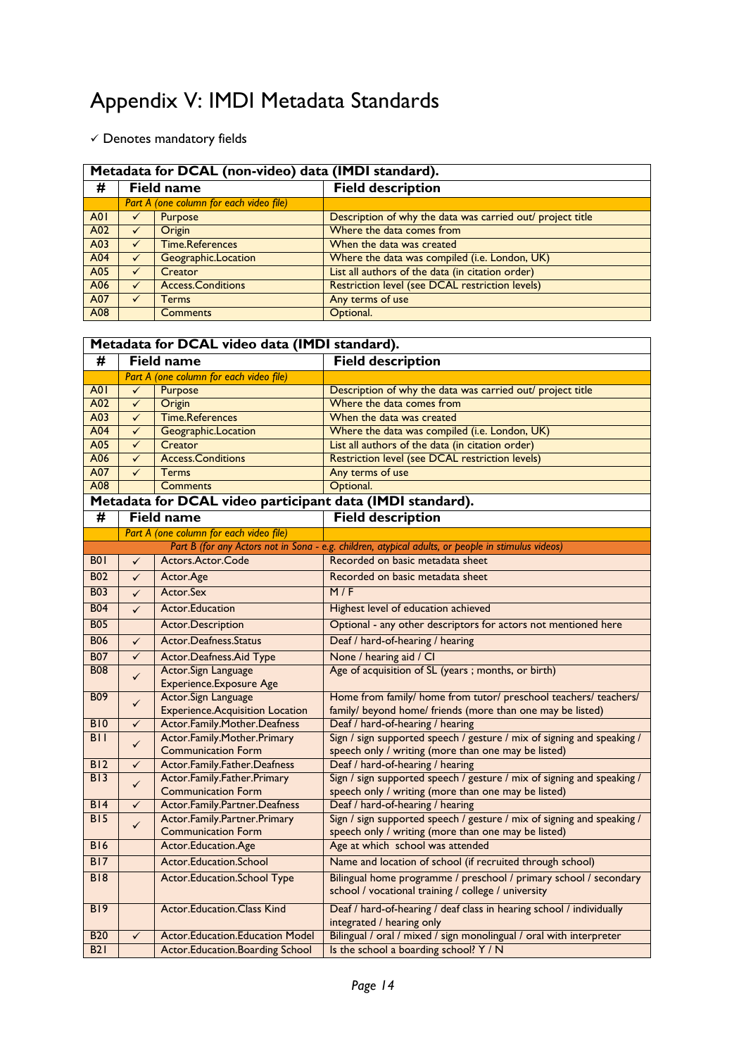# Appendix V: IMDI Metadata Standards

✓ Denotes mandatory fields

| Metadata for DCAL (non-video) data (IMDI standard). | | | |
|---|---|---|---|
| # | Field name | | Field description |
| | *Part A (one column for each video file)* | | |
| A01 | ✓ | Purpose | Description of why the data was carried out/ project title |
| A02 | ✓ | Origin | Where the data comes from |
| A03 | ✓ | Time.References | When the data was created |
| A04 | ✓ | Geographic.Location | Where the data was compiled (i.e. London, UK) |
| A05 | ✓ | Creator | List all authors of the data (in citation order) |
| A06 | ✓ | Access.Conditions | Restriction level (see DCAL restriction levels) |
| A07 | ✓ | Terms | Any terms of use |
| A08 | | Comments | Optional. |

| Metadata for DCAL video data (IMDI standard). | | | |
|---|---|---|---|
| # | Field name | | Field description |
| | *Part A (one column for each video file)* | | |
| A01 | ✓ | Purpose | Description of why the data was carried out/ project title |
| A02 | ✓ | Origin | Where the data comes from |
| A03 | ✓ | Time.References | When the data was created |
| A04 | ✓ | Geographic.Location | Where the data was compiled (i.e. London, UK) |
| A05 | ✓ | Creator | List all authors of the data (in citation order) |
| A06 | ✓ | Access.Conditions | Restriction level (see DCAL restriction levels) |
| A07 | ✓ | Terms | Any terms of use |
| A08 | | Comments | Optional. |

| Metadata for DCAL video participant data (IMDI standard). | | | |
|---|---|---|---|
| # | Field name | | Field description |
| | *Part A (one column for each video file)* | | |
| *Part B (for any Actors not in Sona - e.g. children, atypical adults, or people in stimulus videos)* | | | |
| B01 | ✓ | Actors.Actor.Code | Recorded on basic metadata sheet |
| B02 | ✓ | Actor.Age | Recorded on basic metadata sheet |
| B03 | ✓ | Actor.Sex | M / F |
| B04 | ✓ | Actor.Education | Highest level of education achieved |
| B05 | | Actor.Description | Optional - any other descriptors for actors not mentioned here |
| B06 | ✓ | Actor.Deafness.Status | Deaf / hard-of-hearing / hearing |
| B07 | ✓ | Actor.Deafness.Aid Type | None / hearing aid / CI |
| B08 | ✓ | Actor.Sign Language Experience.Exposure Age | Age of acquisition of SL (years ; months, or birth) |
| B09 | ✓ | Actor.Sign Language Experience.Acquisition Location | Home from family/ home from tutor/ preschool teachers/ teachers/ family/ beyond home/ friends (more than one may be listed) |
| B10 | ✓ | Actor.Family.Mother.Deafness | Deaf / hard-of-hearing / hearing |
| B11 | ✓ | Actor.Family.Mother.Primary Communication Form | Sign / sign supported speech / gesture / mix of signing and speaking / speech only / writing (more than one may be listed) |
| B12 | ✓ | Actor.Family.Father.Deafness | Deaf / hard-of-hearing / hearing |
| B13 | ✓ | Actor.Family.Father.Primary Communication Form | Sign / sign supported speech / gesture / mix of signing and speaking / speech only / writing (more than one may be listed) |
| B14 | ✓ | Actor.Family.Partner.Deafness | Deaf / hard-of-hearing / hearing |
| B15 | ✓ | Actor.Family.Partner.Primary Communication Form | Sign / sign supported speech / gesture / mix of signing and speaking / speech only / writing (more than one may be listed) |
| B16 | | Actor.Education.Age | Age at which school was attended |
| B17 | | Actor.Education.School | Name and location of school (if recruited through school) |
| B18 | | Actor.Education.School Type | Bilingual home programme / preschool / primary school / secondary school / vocational training / college / university |
| B19 | | Actor.Education.Class Kind | Deaf / hard-of-hearing / deaf class in hearing school / individually integrated / hearing only |
| B20 | ✓ | Actor.Education.Education Model | Bilingual / oral / mixed / sign monolingual / oral with interpreter |
| B21 | | Actor.Education.Boarding School | Is the school a boarding school? Y / N |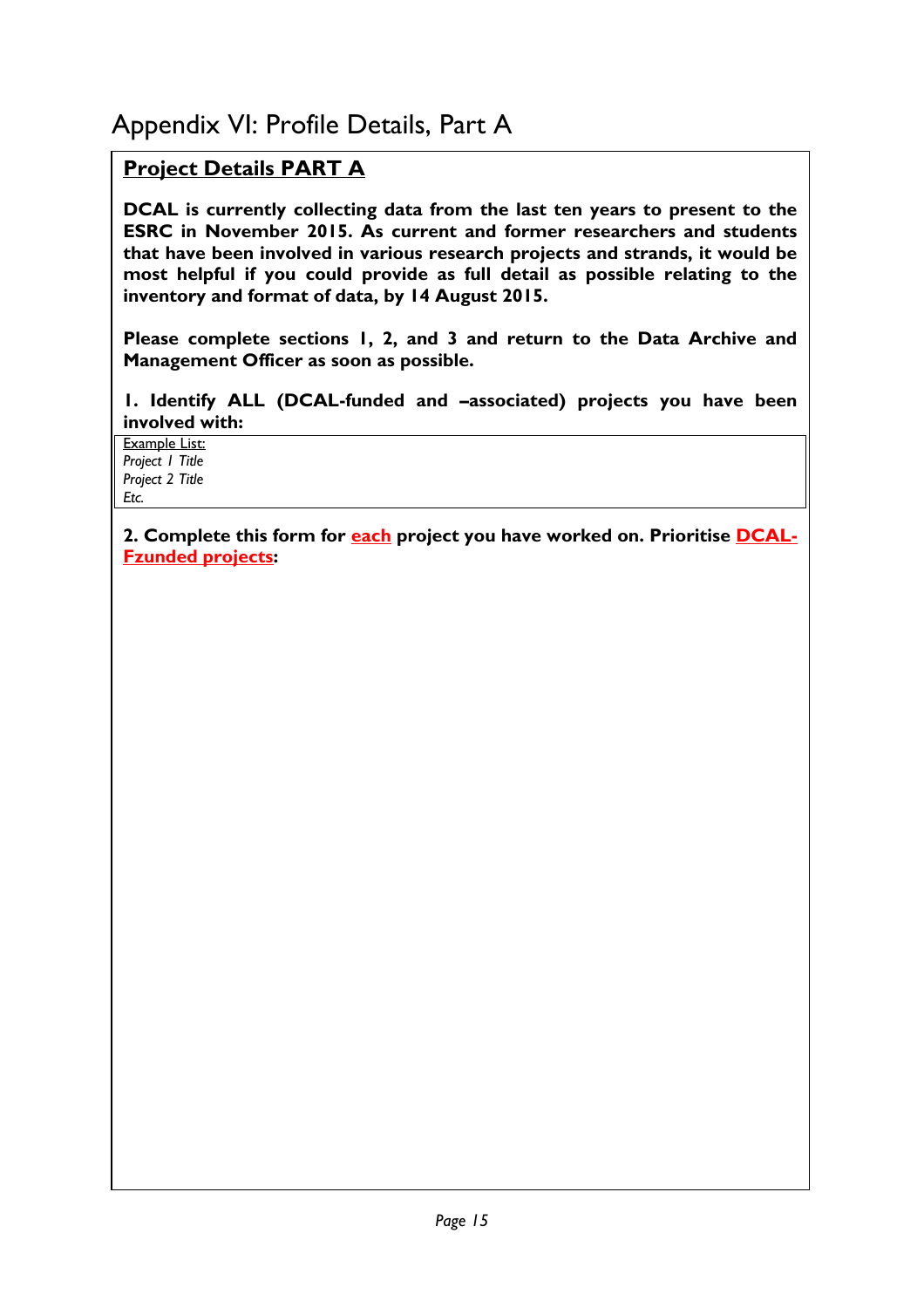# Appendix VI: Profile Details, Part A

## Project Details PART A

**DCAL is currently collecting data from the last ten years to present to the ESRC in November 2015. As current and former researchers and students that have been involved in various research projects and strands, it would be most helpful if you could provide as full detail as possible relating to the inventory and format of data, by 14 August 2015.**

**Please complete sections 1, 2, and 3 and return to the Data Archive and Management Officer as soon as possible.**

**1. Identify ALL (DCAL-funded and –associated) projects you have been involved with:**

Example List:
*Project 1 Title*
*Project 2 Title*
*Etc.*

**2. Complete this form for each project you have worked on. Prioritise DCAL-Fzunded projects:**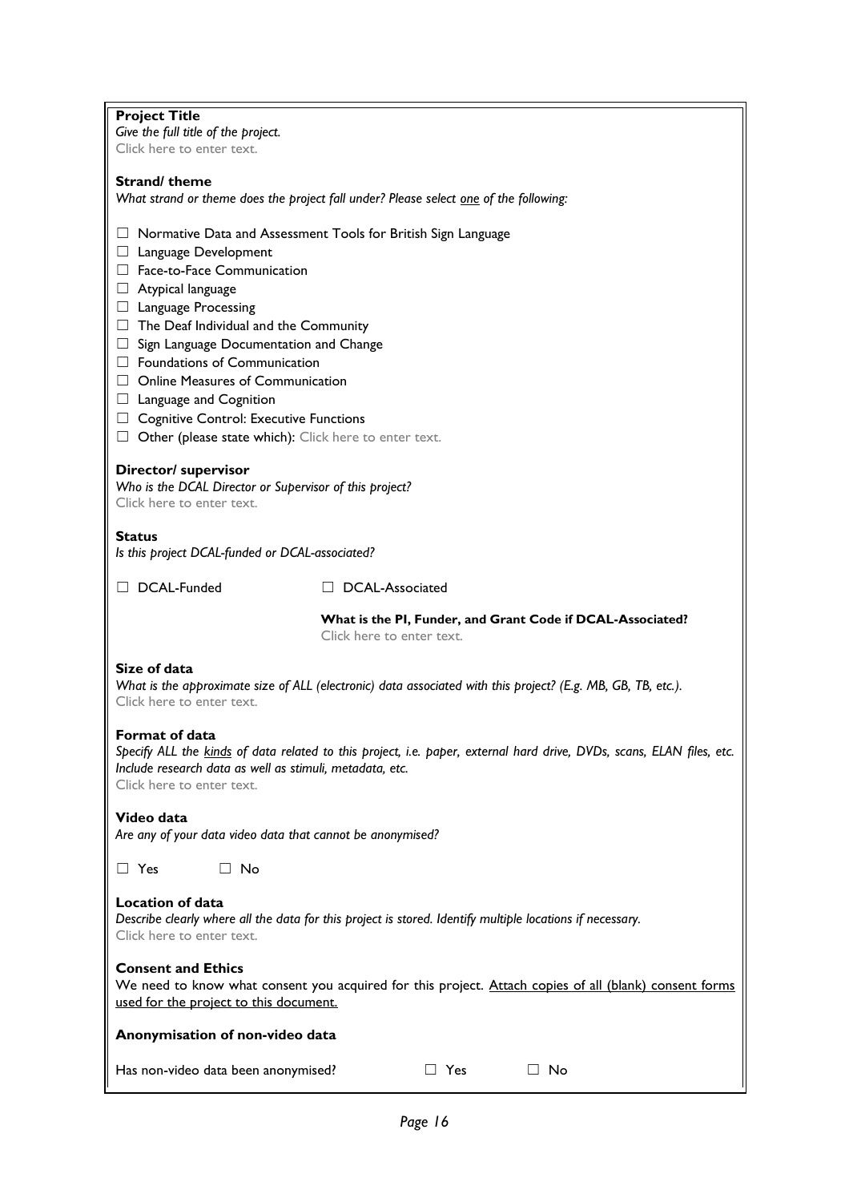**Project Title**

*Give the full title of the project.*

Click here to enter text.

**Strand/ theme**

*What strand or theme does the project fall under? Please select one of the following:*

☐ Normative Data and Assessment Tools for British Sign Language
☐ Language Development
☐ Face-to-Face Communication
☐ Atypical language
☐ Language Processing
☐ The Deaf Individual and the Community
☐ Sign Language Documentation and Change
☐ Foundations of Communication
☐ Online Measures of Communication
☐ Language and Cognition
☐ Cognitive Control: Executive Functions
☐ Other (please state which): Click here to enter text.

**Director/ supervisor**

*Who is the DCAL Director or Supervisor of this project?*

Click here to enter text.

**Status**

*Is this project DCAL-funded or DCAL-associated?*

☐ DCAL-Funded ☐ DCAL-Associated

**What is the PI, Funder, and Grant Code if DCAL-Associated?**

Click here to enter text.

**Size of data**

*What is the approximate size of ALL (electronic) data associated with this project? (E.g. MB, GB, TB, etc.).*

Click here to enter text.

**Format of data**

*Specify ALL the kinds of data related to this project, i.e. paper, external hard drive, DVDs, scans, ELAN files, etc. Include research data as well as stimuli, metadata, etc.*

Click here to enter text.

**Video data**

*Are any of your data video data that cannot be anonymised?*

☐ Yes ☐ No

**Location of data**

*Describe clearly where all the data for this project is stored. Identify multiple locations if necessary.*

Click here to enter text.

**Consent and Ethics**

We need to know what consent you acquired for this project. Attach copies of all (blank) consent forms used for the project to this document.

**Anonymisation of non-video data**

Has non-video data been anonymised? ☐ Yes ☐ No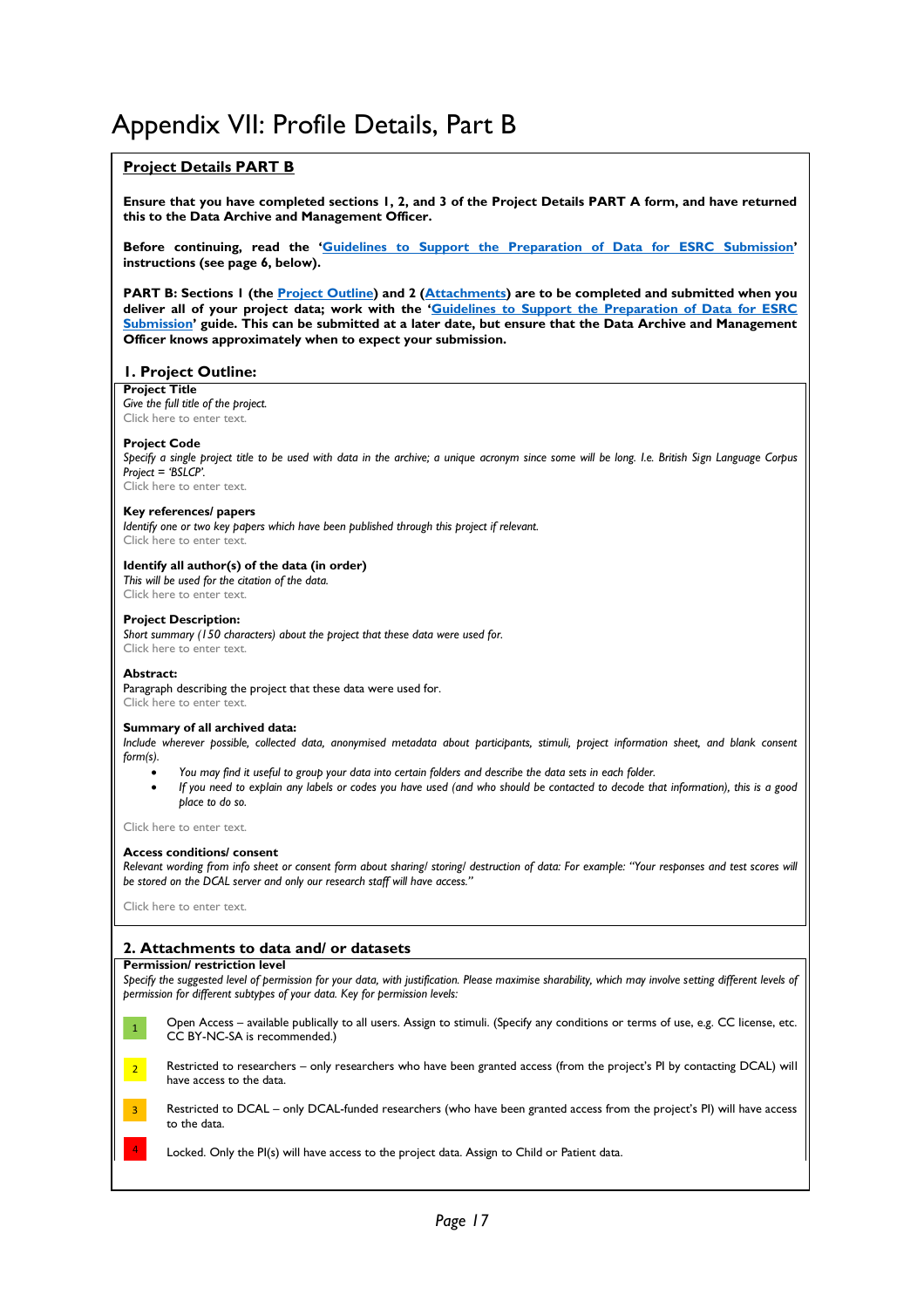# Appendix VII: Profile Details, Part B

## Project Details PART B

**Ensure that you have completed sections 1, 2, and 3 of the Project Details PART A form, and have returned this to the Data Archive and Management Officer.**

**Before continuing, read the '[Guidelines to Support the Preparation of Data for ESRC Submission](#)' instructions (see page 6, below).**

**PART B: Sections 1 (the [Project Outline](#)) and 2 ([Attachments](#)) are to be completed and submitted when you deliver all of your project data; work with the '[Guidelines to Support the Preparation of Data for ESRC Submission](#)' guide. This can be submitted at a later date, but ensure that the Data Archive and Management Officer knows approximately when to expect your submission.**

### 1. Project Outline:

**Project Title**
*Give the full title of the project.*
Click here to enter text.

**Project Code**
*Specify a single project title to be used with data in the archive; a unique acronym since some will be long. I.e. British Sign Language Corpus Project = 'BSLCP'.*
Click here to enter text.

**Key references/ papers**
*Identify one or two key papers which have been published through this project if relevant.*
Click here to enter text.

**Identify all author(s) of the data (in order)**
*This will be used for the citation of the data.*
Click here to enter text.

**Project Description:**
*Short summary (150 characters) about the project that these data were used for.*
Click here to enter text.

**Abstract:**
Paragraph describing the project that these data were used for.
Click here to enter text.

**Summary of all archived data:**
*Include wherever possible, collected data, anonymised metadata about participants, stimuli, project information sheet, and blank consent form(s).*

- *You may find it useful to group your data into certain folders and describe the data sets in each folder.*
- *If you need to explain any labels or codes you have used (and who should be contacted to decode that information), this is a good place to do so.*

Click here to enter text.

**Access conditions/ consent**
*Relevant wording from info sheet or consent form about sharing/ storing/ destruction of data: For example: "Your responses and test scores will be stored on the DCAL server and only our research staff will have access."*

Click here to enter text.

### 2. Attachments to data and/ or datasets

**Permission/ restriction level**
*Specify the suggested level of permission for your data, with justification. Please maximise sharability, which may involve setting different levels of permission for different subtypes of your data. Key for permission levels:*

1. Open Access – available publically to all users. Assign to stimuli. (Specify any conditions or terms of use, e.g. CC license, etc. CC BY-NC-SA is recommended.)
2. Restricted to researchers – only researchers who have been granted access (from the project's PI by contacting DCAL) will have access to the data.
3. Restricted to DCAL – only DCAL-funded researchers (who have been granted access from the project's PI) will have access to the data.
4. Locked. Only the PI(s) will have access to the project data. Assign to Child or Patient data.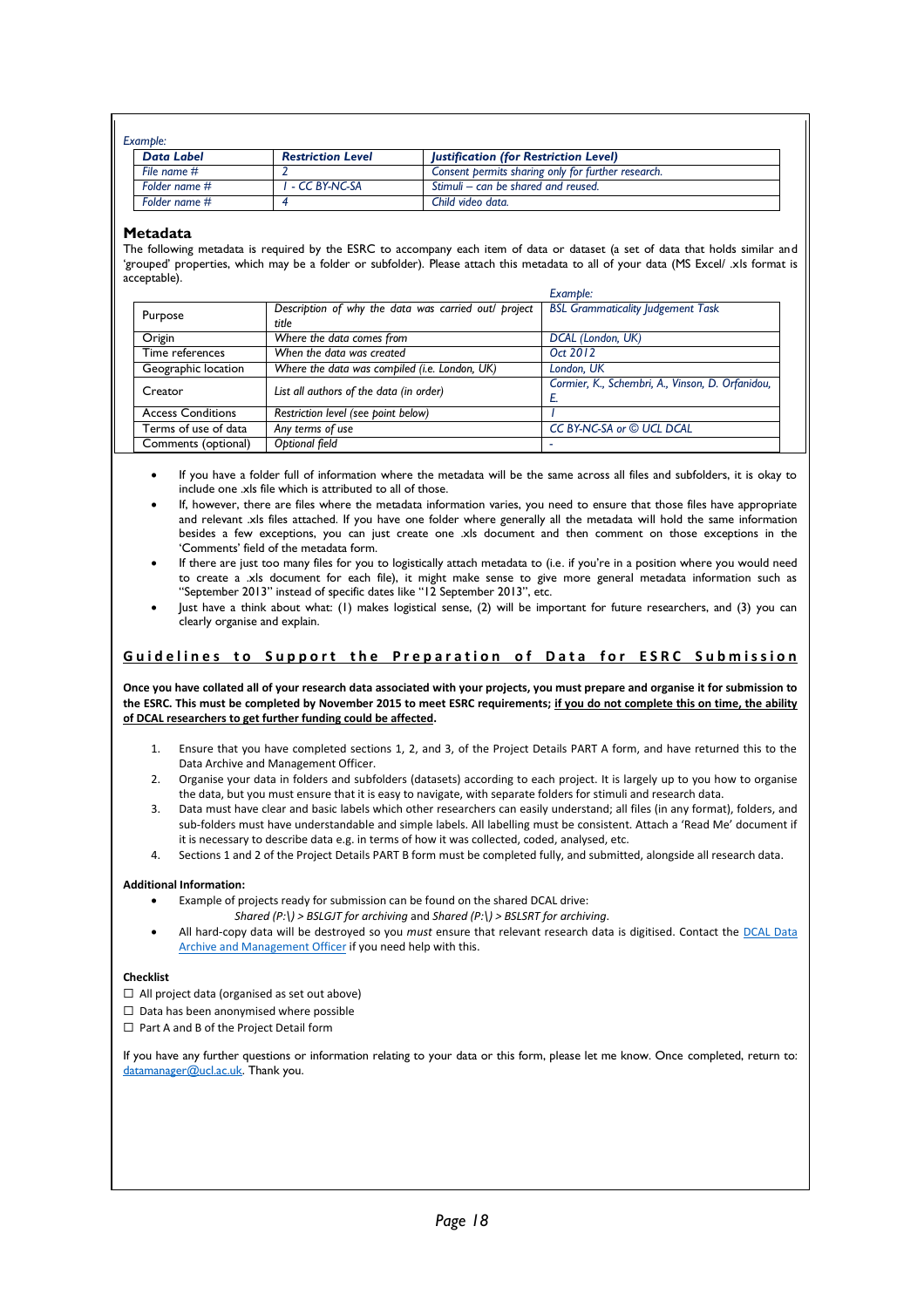*Example:*

| *Data Label* | *Restriction Level* | *Justification (for Restriction Level)* |
|---|---|---|
| *File name #* | *2* | *Consent permits sharing only for further research.* |
| *Folder name #* | *1 - CC BY-NC-SA* | *Stimuli – can be shared and reused.* |
| *Folder name #* | *4* | *Child video data.* |

### Metadata

The following metadata is required by the ESRC to accompany each item of data or dataset (a set of data that holds similar and 'grouped' properties, which may be a folder or subfolder). Please attach this metadata to all of your data (MS Excel/ .xls format is acceptable).

| | | *Example:* |
|---|---|---|
| Purpose | *Description of why the data was carried out/ project title* | *BSL Grammaticality Judgement Task* |
| Origin | *Where the data comes from* | *DCAL (London, UK)* |
| Time references | *When the data was created* | *Oct 2012* |
| Geographic location | *Where the data was compiled (i.e. London, UK)* | *London, UK* |
| Creator | *List all authors of the data (in order)* | *Cormier, K., Schembri, A., Vinson, D. Orfanidou, E.* |
| Access Conditions | *Restriction level (see point below)* | *1* |
| Terms of use of data | *Any terms of use* | *CC BY-NC-SA or © UCL DCAL* |
| Comments (optional) | *Optional field* | - |

- If you have a folder full of information where the metadata will be the same across all files and subfolders, it is okay to include one .xls file which is attributed to all of those.
- If, however, there are files where the metadata information varies, you need to ensure that those files have appropriate and relevant .xls files attached. If you have one folder where generally all the metadata will hold the same information besides a few exceptions, you can just create one .xls document and then comment on those exceptions in the 'Comments' field of the metadata form.
- If there are just too many files for you to logistically attach metadata to (i.e. if you're in a position where you would need to create a .xls document for each file), it might make sense to give more general metadata information such as "September 2013" instead of specific dates like "12 September 2013", etc.
- Just have a think about what: (1) makes logistical sense, (2) will be important for future researchers, and (3) you can clearly organise and explain.

## Guidelines to Support the Preparation of Data for ESRC Submission

**Once you have collated all of your research data associated with your projects, you must prepare and organise it for submission to the ESRC. This must be completed by November 2015 to meet ESRC requirements; <u>if you do not complete this on time, the ability of DCAL researchers to get further funding could be affected</u>.**

1. Ensure that you have completed sections 1, 2, and 3, of the Project Details PART A form, and have returned this to the Data Archive and Management Officer.
2. Organise your data in folders and subfolders (datasets) according to each project. It is largely up to you how to organise the data, but you must ensure that it is easy to navigate, with separate folders for stimuli and research data.
3. Data must have clear and basic labels which other researchers can easily understand; all files (in any format), folders, and sub-folders must have understandable and simple labels. All labelling must be consistent. Attach a 'Read Me' document if it is necessary to describe data e.g. in terms of how it was collected, coded, analysed, etc.
4. Sections 1 and 2 of the Project Details PART B form must be completed fully, and submitted, alongside all research data.

**Additional Information:**

- Example of projects ready for submission can be found on the shared DCAL drive:
  *Shared (P:\) > BSLGJT for archiving* and *Shared (P:\) > BSLSRT for archiving*.
- All hard-copy data will be destroyed so you *must* ensure that relevant research data is digitised. Contact the [DCAL Data Archive and Management Officer]() if you need help with this.

**Checklist**

☐ All project data (organised as set out above)

☐ Data has been anonymised where possible

☐ Part A and B of the Project Detail form

If you have any further questions or information relating to your data or this form, please let me know. Once completed, return to: [datamanager@ucl.ac.uk](mailto:datamanager@ucl.ac.uk). Thank you.